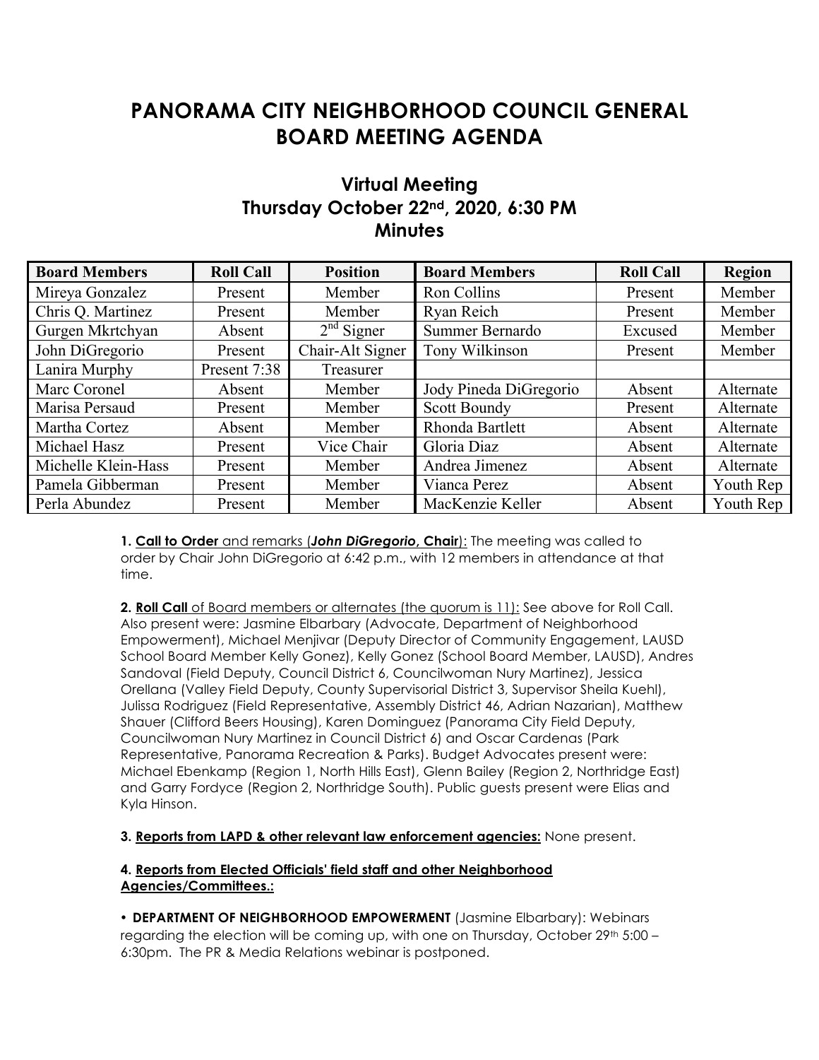# PANORAMA CITY NEIGHBORHOOD COUNCIL GENERAL BOARD MEETING AGENDA

## Virtual Meeting
## Thursday October 22nd, 2020, 6:30 PM
## Minutes

| Board Members | Roll Call | Position | Board Members | Roll Call | Region |
|---|---|---|---|---|---|
| Mireya Gonzalez | Present | Member | Ron Collins | Present | Member |
| Chris Q. Martinez | Present | Member | Ryan Reich | Present | Member |
| Gurgen Mkrtchyan | Absent | 2nd Signer | Summer Bernardo | Excused | Member |
| John DiGregorio | Present | Chair-Alt Signer | Tony Wilkinson | Present | Member |
| Lanira Murphy | Present 7:38 | Treasurer | | | |
| Marc Coronel | Absent | Member | Jody Pineda DiGregorio | Absent | Alternate |
| Marisa Persaud | Present | Member | Scott Boundy | Present | Alternate |
| Martha Cortez | Absent | Member | Rhonda Bartlett | Absent | Alternate |
| Michael Hasz | Present | Vice Chair | Gloria Diaz | Absent | Alternate |
| Michelle Klein-Hass | Present | Member | Andrea Jimenez | Absent | Alternate |
| Pamela Gibberman | Present | Member | Vianca Perez | Absent | Youth Rep |
| Perla Abundez | Present | Member | MacKenzie Keller | Absent | Youth Rep |

**1. Call to Order** and remarks (***John DiGregorio*, Chair**): The meeting was called to order by Chair John DiGregorio at 6:42 p.m., with 12 members in attendance at that time.

**2. Roll Call** of Board members or alternates (the quorum is 11): See above for Roll Call. Also present were: Jasmine Elbarbary (Advocate, Department of Neighborhood Empowerment), Michael Menjivar (Deputy Director of Community Engagement, LAUSD School Board Member Kelly Gonez), Kelly Gonez (School Board Member, LAUSD), Andres Sandoval (Field Deputy, Council District 6, Councilwoman Nury Martinez), Jessica Orellana (Valley Field Deputy, County Supervisorial District 3, Supervisor Sheila Kuehl), Julissa Rodriguez (Field Representative, Assembly District 46, Adrian Nazarian), Matthew Shauer (Clifford Beers Housing), Karen Dominguez (Panorama City Field Deputy, Councilwoman Nury Martinez in Council District 6) and Oscar Cardenas (Park Representative, Panorama Recreation & Parks). Budget Advocates present were: Michael Ebenkamp (Region 1, North Hills East), Glenn Bailey (Region 2, Northridge East) and Garry Fordyce (Region 2, Northridge South). Public guests present were Elias and Kyla Hinson.

**3. Reports from LAPD & other relevant law enforcement agencies:** None present.

**4. Reports from Elected Officials' field staff and other Neighborhood Agencies/Committees.:**

• **DEPARTMENT OF NEIGHBORHOOD EMPOWERMENT** (Jasmine Elbarbary): Webinars regarding the election will be coming up, with one on Thursday, October 29th 5:00 – 6:30pm. The PR & Media Relations webinar is postponed.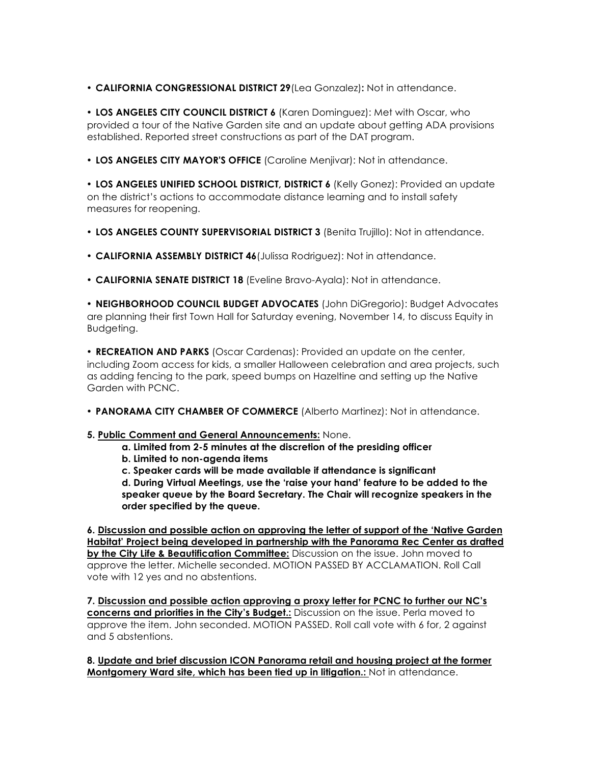• **CALIFORNIA CONGRESSIONAL DISTRICT 29**(Lea Gonzalez)**:** Not in attendance.

• **LOS ANGELES CITY COUNCIL DISTRICT 6** (Karen Dominguez): Met with Oscar, who provided a tour of the Native Garden site and an update about getting ADA provisions established. Reported street constructions as part of the DAT program.

• **LOS ANGELES CITY MAYOR'S OFFICE** (Caroline Menjivar): Not in attendance.

• **LOS ANGELES UNIFIED SCHOOL DISTRICT, DISTRICT 6** (Kelly Gonez): Provided an update on the district's actions to accommodate distance learning and to install safety measures for reopening.

• **LOS ANGELES COUNTY SUPERVISORIAL DISTRICT 3** (Benita Trujillo): Not in attendance.

• **CALIFORNIA ASSEMBLY DISTRICT 46**(Julissa Rodriguez): Not in attendance.

• **CALIFORNIA SENATE DISTRICT 18** (Eveline Bravo-Ayala): Not in attendance.

• **NEIGHBORHOOD COUNCIL BUDGET ADVOCATES** (John DiGregorio): Budget Advocates are planning their first Town Hall for Saturday evening, November 14, to discuss Equity in Budgeting.

• **RECREATION AND PARKS** (Oscar Cardenas): Provided an update on the center, including Zoom access for kids, a smaller Halloween celebration and area projects, such as adding fencing to the park, speed bumps on Hazeltine and setting up the Native Garden with PCNC.

• **PANORAMA CITY CHAMBER OF COMMERCE** (Alberto Martinez): Not in attendance.

**5. <u>Public Comment and General Announcements:</u>** None.

> **a. Limited from 2-5 minutes at the discretion of the presiding officer**
> **b. Limited to non-agenda items**
> **c. Speaker cards will be made available if attendance is significant**
> **d. During Virtual Meetings, use the 'raise your hand' feature to be added to the speaker queue by the Board Secretary. The Chair will recognize speakers in the order specified by the queue.**

**6. <u>Discussion and possible action on approving the letter of support of the 'Native Garden Habitat' Project being developed in partnership with the Panorama Rec Center as drafted by the City Life & Beautification Committee:</u>** Discussion on the issue. John moved to approve the letter. Michelle seconded. MOTION PASSED BY ACCLAMATION. Roll Call vote with 12 yes and no abstentions.

**7. <u>Discussion and possible action approving a proxy letter for PCNC to further our NC's concerns and priorities in the City's Budget.:</u>** Discussion on the issue. Perla moved to approve the item. John seconded. MOTION PASSED. Roll call vote with 6 for, 2 against and 5 abstentions.

**8. <u>Update and brief discussion ICON Panorama retail and housing project at the former Montgomery Ward site, which has been tied up in litigation.:</u>** Not in attendance.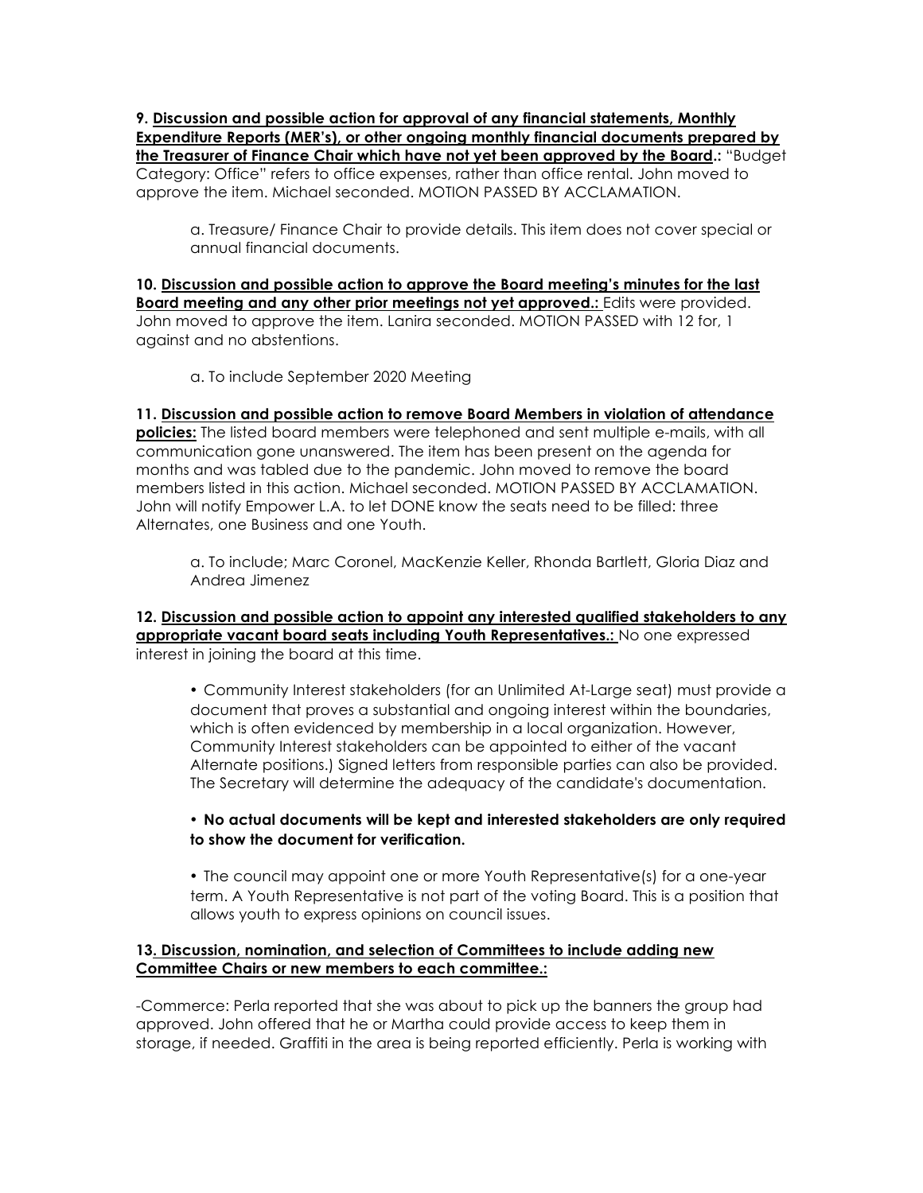**9. <u>Discussion and possible action for approval of any financial statements, Monthly Expenditure Reports (MER's), or other ongoing monthly financial documents prepared by the Treasurer of Finance Chair which have not yet been approved by the Board</u>.:** "Budget Category: Office" refers to office expenses, rather than office rental. John moved to approve the item. Michael seconded. MOTION PASSED BY ACCLAMATION.

> a. Treasure/ Finance Chair to provide details. This item does not cover special or annual financial documents.

**10. <u>Discussion and possible action to approve the Board meeting's minutes for the last Board meeting and any other prior meetings not yet approved.:</u>** Edits were provided. John moved to approve the item. Lanira seconded. MOTION PASSED with 12 for, 1 against and no abstentions.

> a. To include September 2020 Meeting

**11. <u>Discussion and possible action to remove Board Members in violation of attendance policies:</u>** The listed board members were telephoned and sent multiple e-mails, with all communication gone unanswered. The item has been present on the agenda for months and was tabled due to the pandemic. John moved to remove the board members listed in this action. Michael seconded. MOTION PASSED BY ACCLAMATION. John will notify Empower L.A. to let DONE know the seats need to be filled: three Alternates, one Business and one Youth.

> a. To include; Marc Coronel, MacKenzie Keller, Rhonda Bartlett, Gloria Diaz and Andrea Jimenez

**12. <u>Discussion and possible action to appoint any interested qualified stakeholders to any appropriate vacant board seats including Youth Representatives.:</u>** No one expressed interest in joining the board at this time.

> • Community Interest stakeholders (for an Unlimited At-Large seat) must provide a document that proves a substantial and ongoing interest within the boundaries, which is often evidenced by membership in a local organization. However, Community Interest stakeholders can be appointed to either of the vacant Alternate positions.) Signed letters from responsible parties can also be provided. The Secretary will determine the adequacy of the candidate's documentation.
>
> • **No actual documents will be kept and interested stakeholders are only required to show the document for verification.**
>
> • The council may appoint one or more Youth Representative(s) for a one-year term. A Youth Representative is not part of the voting Board. This is a position that allows youth to express opinions on council issues.

**13<u>. Discussion, nomination, and selection of Committees to include adding new Committee Chairs or new members to each committee.:</u>**

-Commerce: Perla reported that she was about to pick up the banners the group had approved. John offered that he or Martha could provide access to keep them in storage, if needed. Graffiti in the area is being reported efficiently. Perla is working with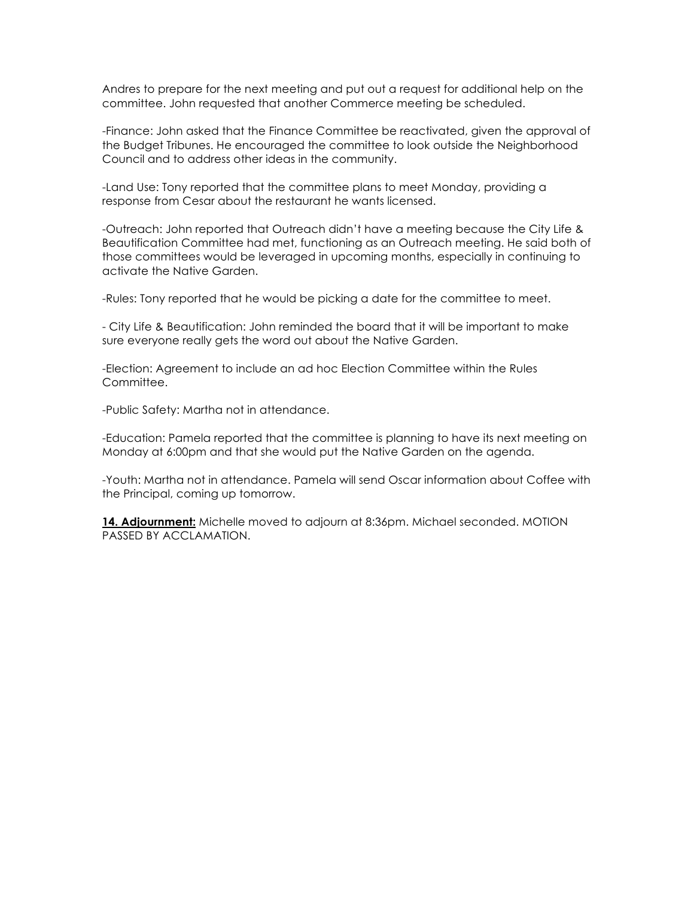Andres to prepare for the next meeting and put out a request for additional help on the committee. John requested that another Commerce meeting be scheduled.

-Finance: John asked that the Finance Committee be reactivated, given the approval of the Budget Tribunes. He encouraged the committee to look outside the Neighborhood Council and to address other ideas in the community.

-Land Use: Tony reported that the committee plans to meet Monday, providing a response from Cesar about the restaurant he wants licensed.

-Outreach: John reported that Outreach didn't have a meeting because the City Life & Beautification Committee had met, functioning as an Outreach meeting. He said both of those committees would be leveraged in upcoming months, especially in continuing to activate the Native Garden.

-Rules: Tony reported that he would be picking a date for the committee to meet.

- City Life & Beautification: John reminded the board that it will be important to make sure everyone really gets the word out about the Native Garden.

-Election: Agreement to include an ad hoc Election Committee within the Rules Committee.

-Public Safety: Martha not in attendance.

-Education: Pamela reported that the committee is planning to have its next meeting on Monday at 6:00pm and that she would put the Native Garden on the agenda.

-Youth: Martha not in attendance. Pamela will send Oscar information about Coffee with the Principal, coming up tomorrow.

**14. Adjournment:** Michelle moved to adjourn at 8:36pm. Michael seconded. MOTION PASSED BY ACCLAMATION.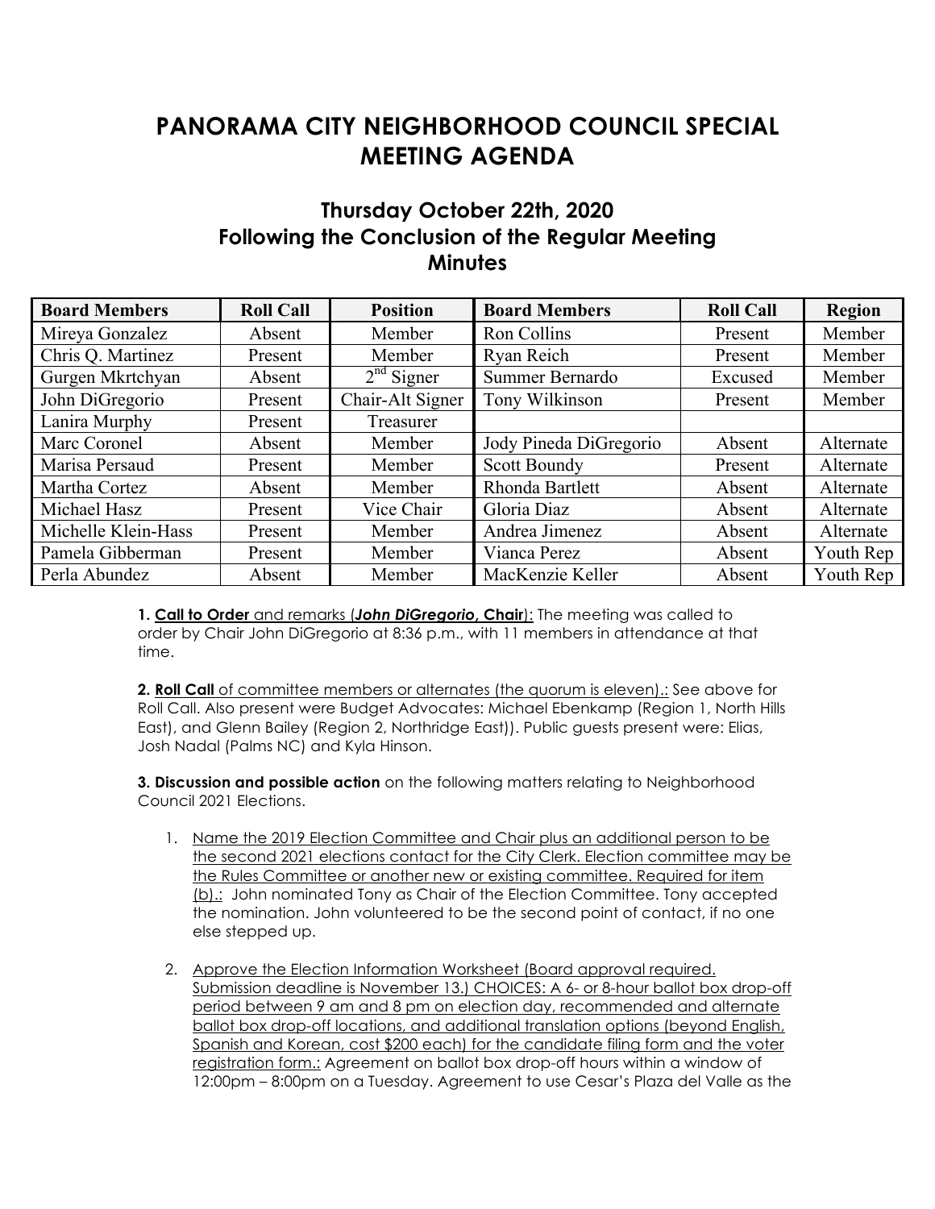# PANORAMA CITY NEIGHBORHOOD COUNCIL SPECIAL MEETING AGENDA

## Thursday October 22th, 2020
## Following the Conclusion of the Regular Meeting
## Minutes

| Board Members | Roll Call | Position | Board Members | Roll Call | Region |
|---|---|---|---|---|---|
| Mireya Gonzalez | Absent | Member | Ron Collins | Present | Member |
| Chris Q. Martinez | Present | Member | Ryan Reich | Present | Member |
| Gurgen Mkrtchyan | Absent | 2nd Signer | Summer Bernardo | Excused | Member |
| John DiGregorio | Present | Chair-Alt Signer | Tony Wilkinson | Present | Member |
| Lanira Murphy | Present | Treasurer | | | |
| Marc Coronel | Absent | Member | Jody Pineda DiGregorio | Absent | Alternate |
| Marisa Persaud | Present | Member | Scott Boundy | Present | Alternate |
| Martha Cortez | Absent | Member | Rhonda Bartlett | Absent | Alternate |
| Michael Hasz | Present | Vice Chair | Gloria Diaz | Absent | Alternate |
| Michelle Klein-Hass | Present | Member | Andrea Jimenez | Absent | Alternate |
| Pamela Gibberman | Present | Member | Vianca Perez | Absent | Youth Rep |
| Perla Abundez | Absent | Member | MacKenzie Keller | Absent | Youth Rep |

**1. Call to Order** and remarks (***John DiGregorio,* Chair**): The meeting was called to order by Chair John DiGregorio at 8:36 p.m., with 11 members in attendance at that time.

**2. Roll Call** of committee members or alternates (the quorum is eleven).: See above for Roll Call. Also present were Budget Advocates: Michael Ebenkamp (Region 1, North Hills East), and Glenn Bailey (Region 2, Northridge East)). Public guests present were: Elias, Josh Nadal (Palms NC) and Kyla Hinson.

**3. Discussion and possible action** on the following matters relating to Neighborhood Council 2021 Elections.

1. Name the 2019 Election Committee and Chair plus an additional person to be the second 2021 elections contact for the City Clerk. Election committee may be the Rules Committee or another new or existing committee. Required for item (b).: John nominated Tony as Chair of the Election Committee. Tony accepted the nomination. John volunteered to be the second point of contact, if no one else stepped up.

2. Approve the Election Information Worksheet (Board approval required. Submission deadline is November 13.) CHOICES: A 6- or 8-hour ballot box drop-off period between 9 am and 8 pm on election day, recommended and alternate ballot box drop-off locations, and additional translation options (beyond English, Spanish and Korean, cost $200 each) for the candidate filing form and the voter registration form.: Agreement on ballot box drop-off hours within a window of 12:00pm – 8:00pm on a Tuesday. Agreement to use Cesar's Plaza del Valle as the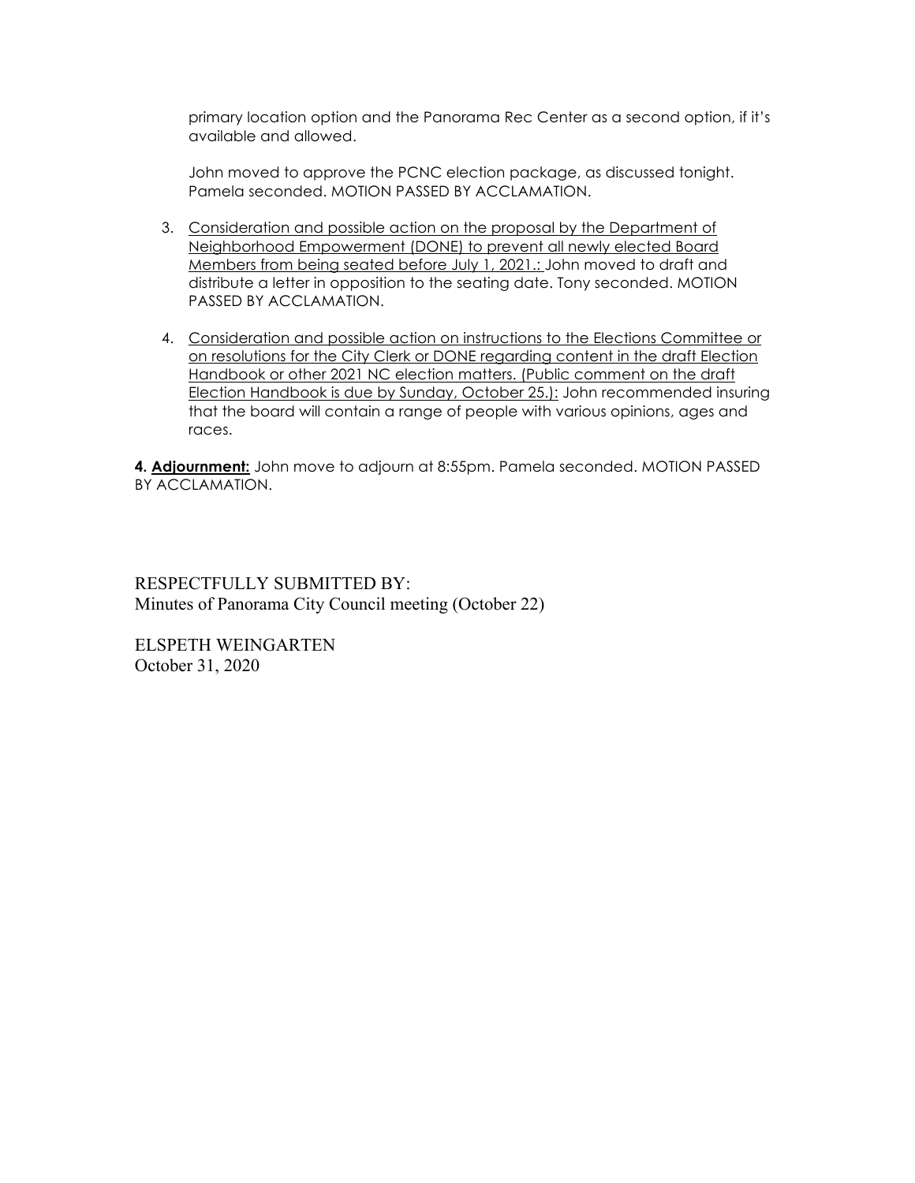primary location option and the Panorama Rec Center as a second option, if it's available and allowed.

John moved to approve the PCNC election package, as discussed tonight. Pamela seconded. MOTION PASSED BY ACCLAMATION.

3. <u>Consideration and possible action on the proposal by the Department of Neighborhood Empowerment (DONE) to prevent all newly elected Board Members from being seated before July 1, 2021.:</u> John moved to draft and distribute a letter in opposition to the seating date. Tony seconded. MOTION PASSED BY ACCLAMATION.

4. <u>Consideration and possible action on instructions to the Elections Committee or on resolutions for the City Clerk or DONE regarding content in the draft Election Handbook or other 2021 NC election matters. (Public comment on the draft Election Handbook is due by Sunday, October 25.):</u> John recommended insuring that the board will contain a range of people with various opinions, ages and races.

**4. <u>Adjournment:</u>** John move to adjourn at 8:55pm. Pamela seconded. MOTION PASSED BY ACCLAMATION.

RESPECTFULLY SUBMITTED BY:
Minutes of Panorama City Council meeting (October 22)

ELSPETH WEINGARTEN
October 31, 2020